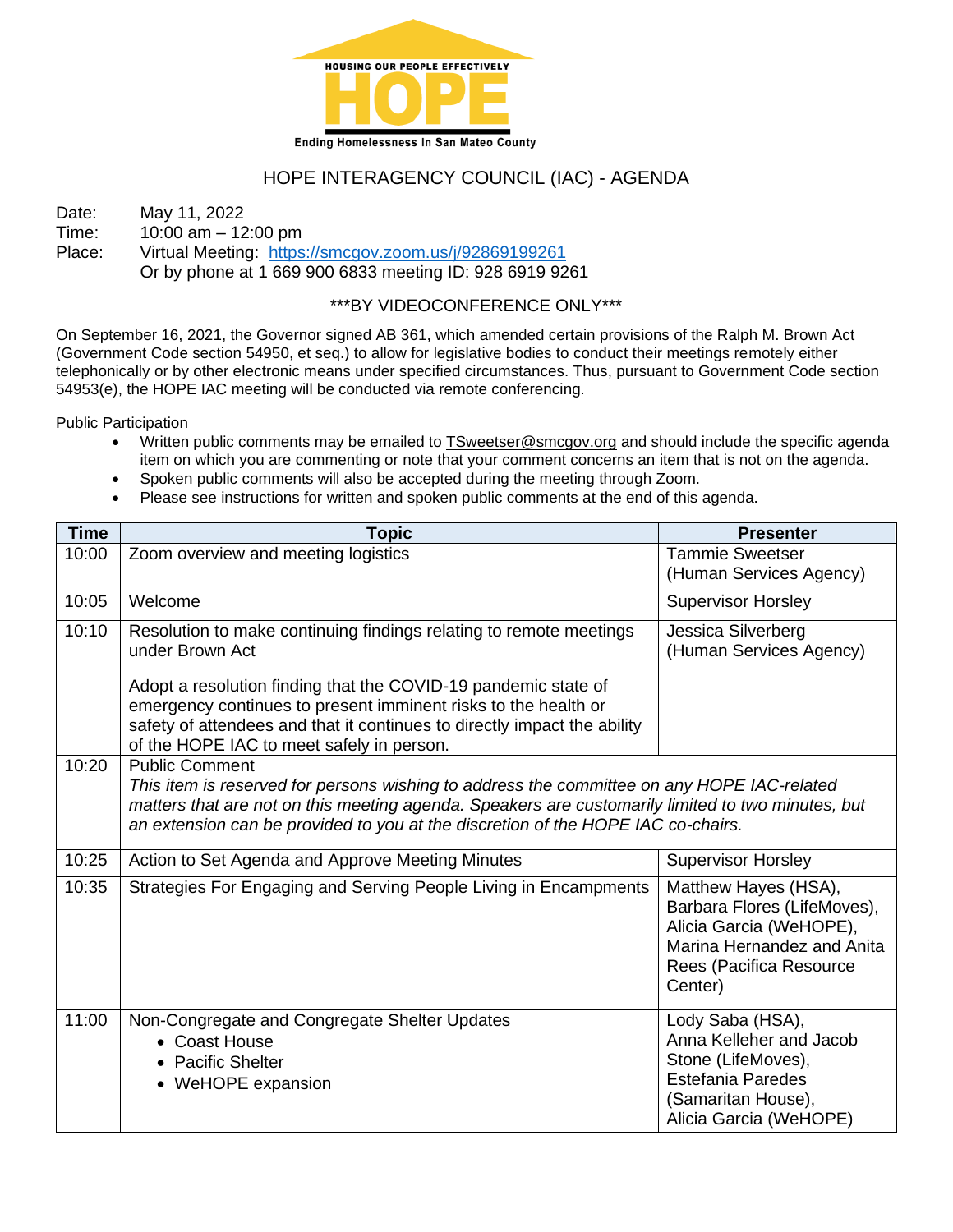HOUSING OUR PEOPLE EFFECTIVELY

# HOPE

Ending Homelessness In San Mateo County

## HOPE INTERAGENCY COUNCIL (IAC) - AGENDA

Date: May 11, 2022
Time: 10:00 am – 12:00 pm
Place: Virtual Meeting: https://smcgov.zoom.us/j/92869199261
Or by phone at 1 669 900 6833 meeting ID: 928 6919 9261

***BY VIDEOCONFERENCE ONLY***

On September 16, 2021, the Governor signed AB 361, which amended certain provisions of the Ralph M. Brown Act (Government Code section 54950, et seq.) to allow for legislative bodies to conduct their meetings remotely either telephonically or by other electronic means under specified circumstances. Thus, pursuant to Government Code section 54953(e), the HOPE IAC meeting will be conducted via remote conferencing.

Public Participation

- Written public comments may be emailed to TSweetser@smcgov.org and should include the specific agenda item on which you are commenting or note that your comment concerns an item that is not on the agenda.
- Spoken public comments will also be accepted during the meeting through Zoom.
- Please see instructions for written and spoken public comments at the end of this agenda.

| Time | Topic | Presenter |
|---|---|---|
| 10:00 | Zoom overview and meeting logistics | Tammie Sweetser (Human Services Agency) |
| 10:05 | Welcome | Supervisor Horsley |
| 10:10 | Resolution to make continuing findings relating to remote meetings under Brown Act<br><br>Adopt a resolution finding that the COVID-19 pandemic state of emergency continues to present imminent risks to the health or safety of attendees and that it continues to directly impact the ability of the HOPE IAC to meet safely in person. | Jessica Silverberg (Human Services Agency) |
| 10:20 | Public Comment<br>*This item is reserved for persons wishing to address the committee on any HOPE IAC-related matters that are not on this meeting agenda. Speakers are customarily limited to two minutes, but an extension can be provided to you at the discretion of the HOPE IAC co-chairs.* | |
| 10:25 | Action to Set Agenda and Approve Meeting Minutes | Supervisor Horsley |
| 10:35 | Strategies For Engaging and Serving People Living in Encampments | Matthew Hayes (HSA), Barbara Flores (LifeMoves), Alicia Garcia (WeHOPE), Marina Hernandez and Anita Rees (Pacifica Resource Center) |
| 11:00 | Non-Congregate and Congregate Shelter Updates<br>• Coast House<br>• Pacific Shelter<br>• WeHOPE expansion | Lody Saba (HSA), Anna Kelleher and Jacob Stone (LifeMoves), Estefania Paredes (Samaritan House), Alicia Garcia (WeHOPE) |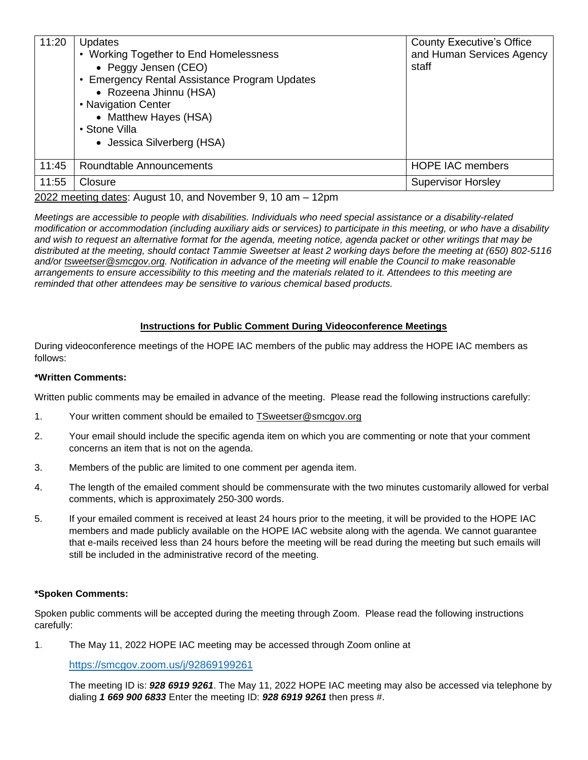| 11:20 | Updates<br>• Working Together to End Homelessness<br>  • Peggy Jensen (CEO)<br>• Emergency Rental Assistance Program Updates<br>  • Rozeena Jhinnu (HSA)<br>• Navigation Center<br>  • Matthew Hayes (HSA)<br>• Stone Villa<br>  • Jessica Silverberg (HSA) | County Executive's Office and Human Services Agency staff |
|---|---|---|
| 11:45 | Roundtable Announcements | HOPE IAC members |
| 11:55 | Closure | Supervisor Horsley |

2022 meeting dates: August 10, and November 9, 10 am – 12pm

*Meetings are accessible to people with disabilities. Individuals who need special assistance or a disability-related modification or accommodation (including auxiliary aids or services) to participate in this meeting, or who have a disability and wish to request an alternative format for the agenda, meeting notice, agenda packet or other writings that may be distributed at the meeting, should contact Tammie Sweetser at least 2 working days before the meeting at (650) 802-5116 and/or tsweetser@smcgov.org. Notification in advance of the meeting will enable the Council to make reasonable arrangements to ensure accessibility to this meeting and the materials related to it. Attendees to this meeting are reminded that other attendees may be sensitive to various chemical based products.*

## Instructions for Public Comment During Videoconference Meetings

During videoconference meetings of the HOPE IAC members of the public may address the HOPE IAC members as follows:

**\*Written Comments:**

Written public comments may be emailed in advance of the meeting. Please read the following instructions carefully:

1. Your written comment should be emailed to TSweetser@smcgov.org
2. Your email should include the specific agenda item on which you are commenting or note that your comment concerns an item that is not on the agenda.
3. Members of the public are limited to one comment per agenda item.
4. The length of the emailed comment should be commensurate with the two minutes customarily allowed for verbal comments, which is approximately 250-300 words.
5. If your emailed comment is received at least 24 hours prior to the meeting, it will be provided to the HOPE IAC members and made publicly available on the HOPE IAC website along with the agenda. We cannot guarantee that e-mails received less than 24 hours before the meeting will be read during the meeting but such emails will still be included in the administrative record of the meeting.

**\*Spoken Comments:**

Spoken public comments will be accepted during the meeting through Zoom. Please read the following instructions carefully:

1. The May 11, 2022 HOPE IAC meeting may be accessed through Zoom online at

   https://smcgov.zoom.us/j/92869199261

   The meeting ID is: ***928 6919 9261***. The May 11, 2022 HOPE IAC meeting may also be accessed via telephone by dialing ***1 669 900 6833*** Enter the meeting ID: ***928 6919 9261*** then press #.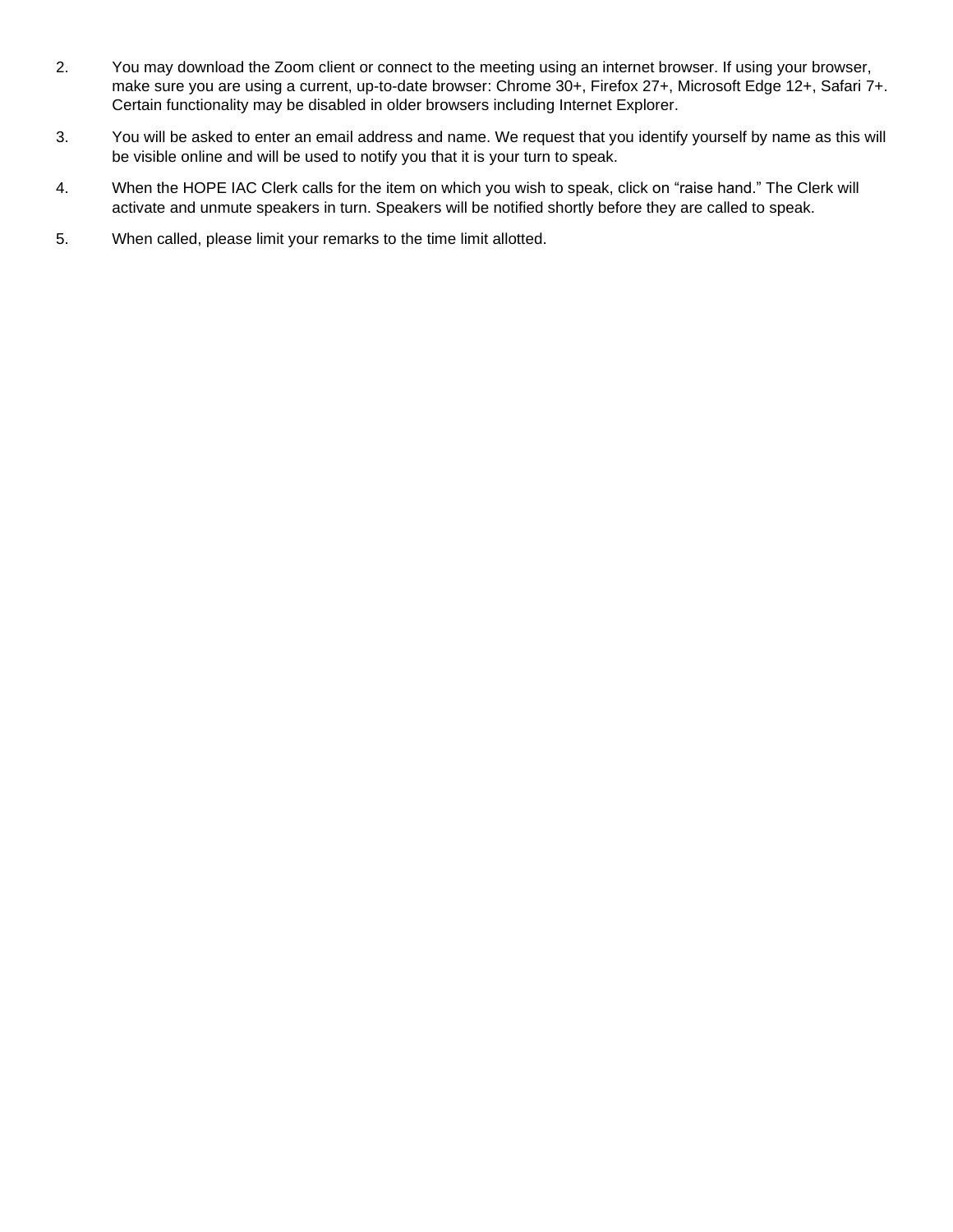2. You may download the Zoom client or connect to the meeting using an internet browser. If using your browser, make sure you are using a current, up-to-date browser: Chrome 30+, Firefox 27+, Microsoft Edge 12+, Safari 7+. Certain functionality may be disabled in older browsers including Internet Explorer.

3. You will be asked to enter an email address and name. We request that you identify yourself by name as this will be visible online and will be used to notify you that it is your turn to speak.

4. When the HOPE IAC Clerk calls for the item on which you wish to speak, click on “raise hand.” The Clerk will activate and unmute speakers in turn. Speakers will be notified shortly before they are called to speak.

5. When called, please limit your remarks to the time limit allotted.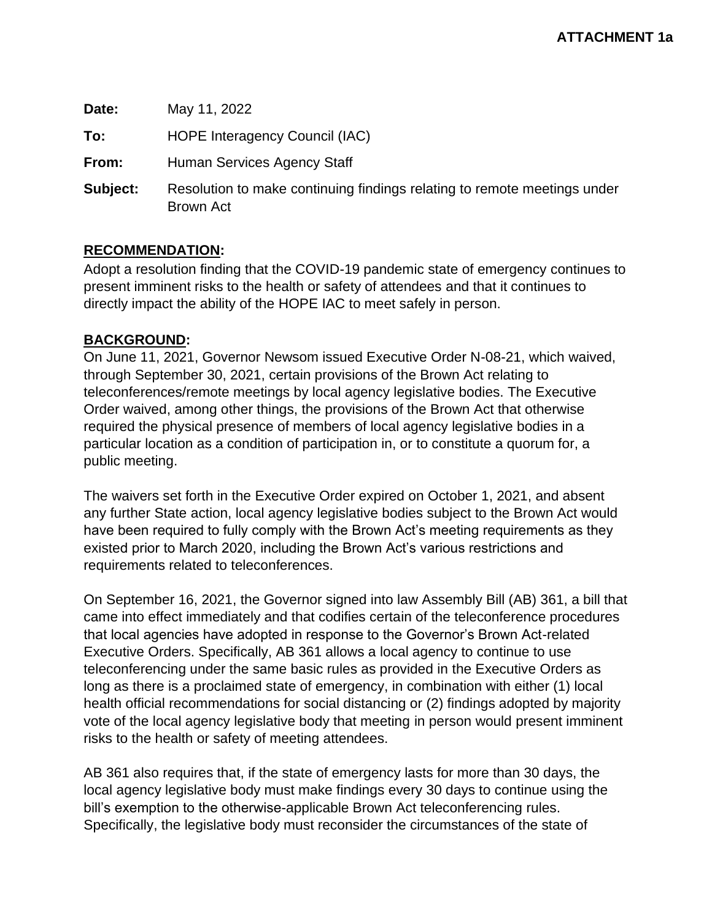**ATTACHMENT 1a**

**Date:** May 11, 2022

**To:** HOPE Interagency Council (IAC)

**From:** Human Services Agency Staff

**Subject:** Resolution to make continuing findings relating to remote meetings under Brown Act

## RECOMMENDATION:

Adopt a resolution finding that the COVID-19 pandemic state of emergency continues to present imminent risks to the health or safety of attendees and that it continues to directly impact the ability of the HOPE IAC to meet safely in person.

## BACKGROUND:

On June 11, 2021, Governor Newsom issued Executive Order N-08-21, which waived, through September 30, 2021, certain provisions of the Brown Act relating to teleconferences/remote meetings by local agency legislative bodies. The Executive Order waived, among other things, the provisions of the Brown Act that otherwise required the physical presence of members of local agency legislative bodies in a particular location as a condition of participation in, or to constitute a quorum for, a public meeting.

The waivers set forth in the Executive Order expired on October 1, 2021, and absent any further State action, local agency legislative bodies subject to the Brown Act would have been required to fully comply with the Brown Act's meeting requirements as they existed prior to March 2020, including the Brown Act's various restrictions and requirements related to teleconferences.

On September 16, 2021, the Governor signed into law Assembly Bill (AB) 361, a bill that came into effect immediately and that codifies certain of the teleconference procedures that local agencies have adopted in response to the Governor's Brown Act-related Executive Orders. Specifically, AB 361 allows a local agency to continue to use teleconferencing under the same basic rules as provided in the Executive Orders as long as there is a proclaimed state of emergency, in combination with either (1) local health official recommendations for social distancing or (2) findings adopted by majority vote of the local agency legislative body that meeting in person would present imminent risks to the health or safety of meeting attendees.

AB 361 also requires that, if the state of emergency lasts for more than 30 days, the local agency legislative body must make findings every 30 days to continue using the bill's exemption to the otherwise-applicable Brown Act teleconferencing rules. Specifically, the legislative body must reconsider the circumstances of the state of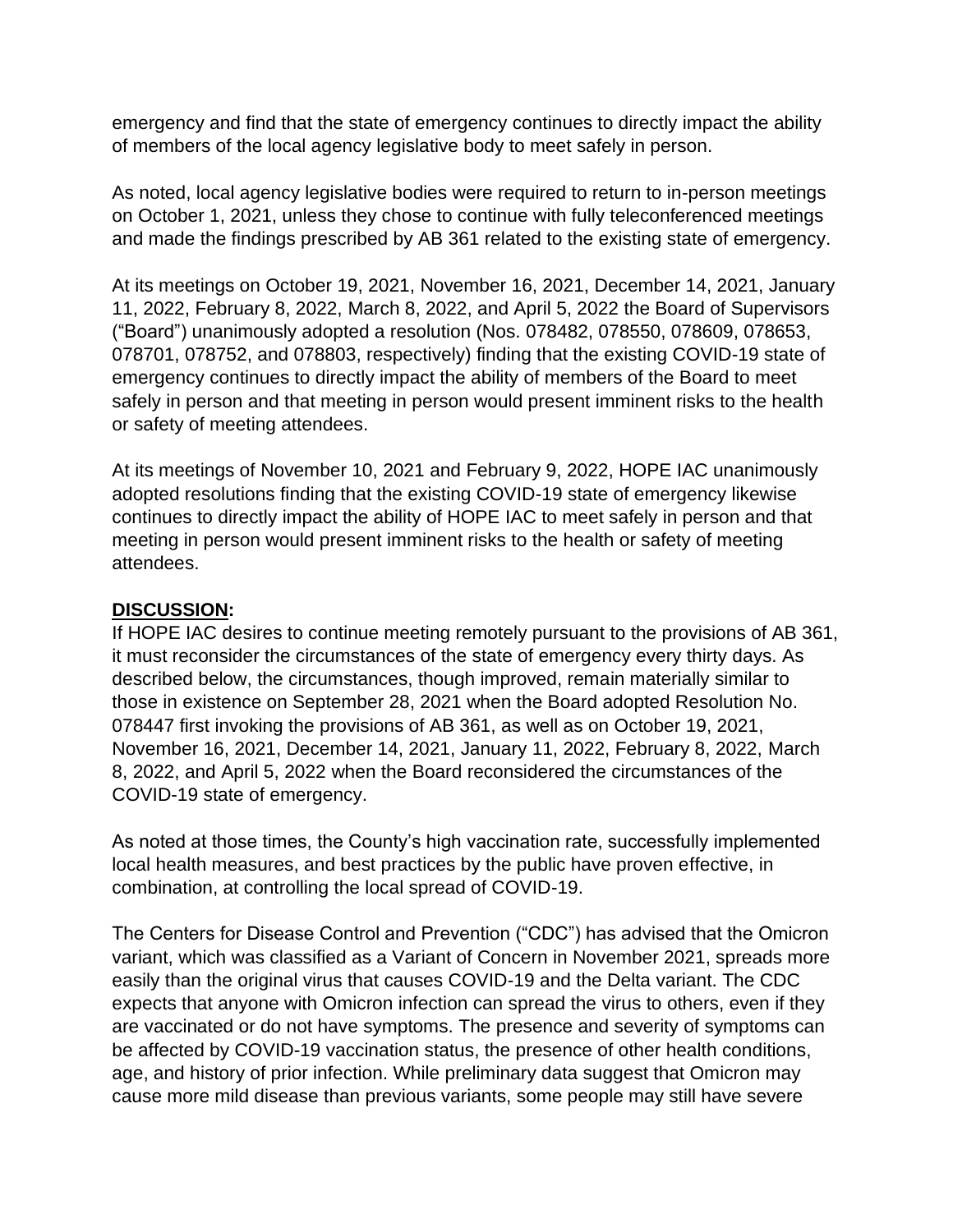emergency and find that the state of emergency continues to directly impact the ability of members of the local agency legislative body to meet safely in person.

As noted, local agency legislative bodies were required to return to in-person meetings on October 1, 2021, unless they chose to continue with fully teleconferenced meetings and made the findings prescribed by AB 361 related to the existing state of emergency.

At its meetings on October 19, 2021, November 16, 2021, December 14, 2021, January 11, 2022, February 8, 2022, March 8, 2022, and April 5, 2022 the Board of Supervisors ("Board") unanimously adopted a resolution (Nos. 078482, 078550, 078609, 078653, 078701, 078752, and 078803, respectively) finding that the existing COVID-19 state of emergency continues to directly impact the ability of members of the Board to meet safely in person and that meeting in person would present imminent risks to the health or safety of meeting attendees.

At its meetings of November 10, 2021 and February 9, 2022, HOPE IAC unanimously adopted resolutions finding that the existing COVID-19 state of emergency likewise continues to directly impact the ability of HOPE IAC to meet safely in person and that meeting in person would present imminent risks to the health or safety of meeting attendees.

**DISCUSSION:**

If HOPE IAC desires to continue meeting remotely pursuant to the provisions of AB 361, it must reconsider the circumstances of the state of emergency every thirty days. As described below, the circumstances, though improved, remain materially similar to those in existence on September 28, 2021 when the Board adopted Resolution No. 078447 first invoking the provisions of AB 361, as well as on October 19, 2021, November 16, 2021, December 14, 2021, January 11, 2022, February 8, 2022, March 8, 2022, and April 5, 2022 when the Board reconsidered the circumstances of the COVID-19 state of emergency.

As noted at those times, the County's high vaccination rate, successfully implemented local health measures, and best practices by the public have proven effective, in combination, at controlling the local spread of COVID-19.

The Centers for Disease Control and Prevention ("CDC") has advised that the Omicron variant, which was classified as a Variant of Concern in November 2021, spreads more easily than the original virus that causes COVID-19 and the Delta variant. The CDC expects that anyone with Omicron infection can spread the virus to others, even if they are vaccinated or do not have symptoms. The presence and severity of symptoms can be affected by COVID-19 vaccination status, the presence of other health conditions, age, and history of prior infection. While preliminary data suggest that Omicron may cause more mild disease than previous variants, some people may still have severe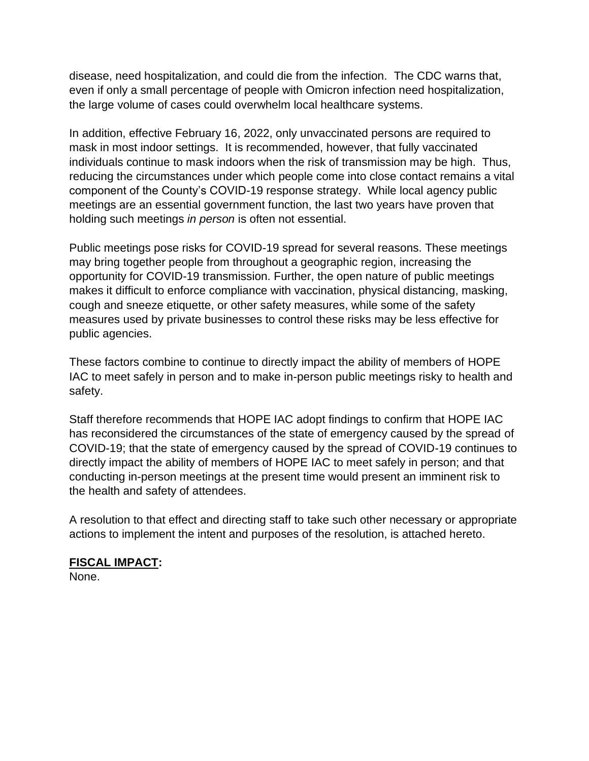disease, need hospitalization, and could die from the infection. The CDC warns that, even if only a small percentage of people with Omicron infection need hospitalization, the large volume of cases could overwhelm local healthcare systems.

In addition, effective February 16, 2022, only unvaccinated persons are required to mask in most indoor settings. It is recommended, however, that fully vaccinated individuals continue to mask indoors when the risk of transmission may be high. Thus, reducing the circumstances under which people come into close contact remains a vital component of the County's COVID-19 response strategy. While local agency public meetings are an essential government function, the last two years have proven that holding such meetings *in person* is often not essential.

Public meetings pose risks for COVID-19 spread for several reasons. These meetings may bring together people from throughout a geographic region, increasing the opportunity for COVID-19 transmission. Further, the open nature of public meetings makes it difficult to enforce compliance with vaccination, physical distancing, masking, cough and sneeze etiquette, or other safety measures, while some of the safety measures used by private businesses to control these risks may be less effective for public agencies.

These factors combine to continue to directly impact the ability of members of HOPE IAC to meet safely in person and to make in-person public meetings risky to health and safety.

Staff therefore recommends that HOPE IAC adopt findings to confirm that HOPE IAC has reconsidered the circumstances of the state of emergency caused by the spread of COVID-19; that the state of emergency caused by the spread of COVID-19 continues to directly impact the ability of members of HOPE IAC to meet safely in person; and that conducting in-person meetings at the present time would present an imminent risk to the health and safety of attendees.

A resolution to that effect and directing staff to take such other necessary or appropriate actions to implement the intent and purposes of the resolution, is attached hereto.

**FISCAL IMPACT:**
None.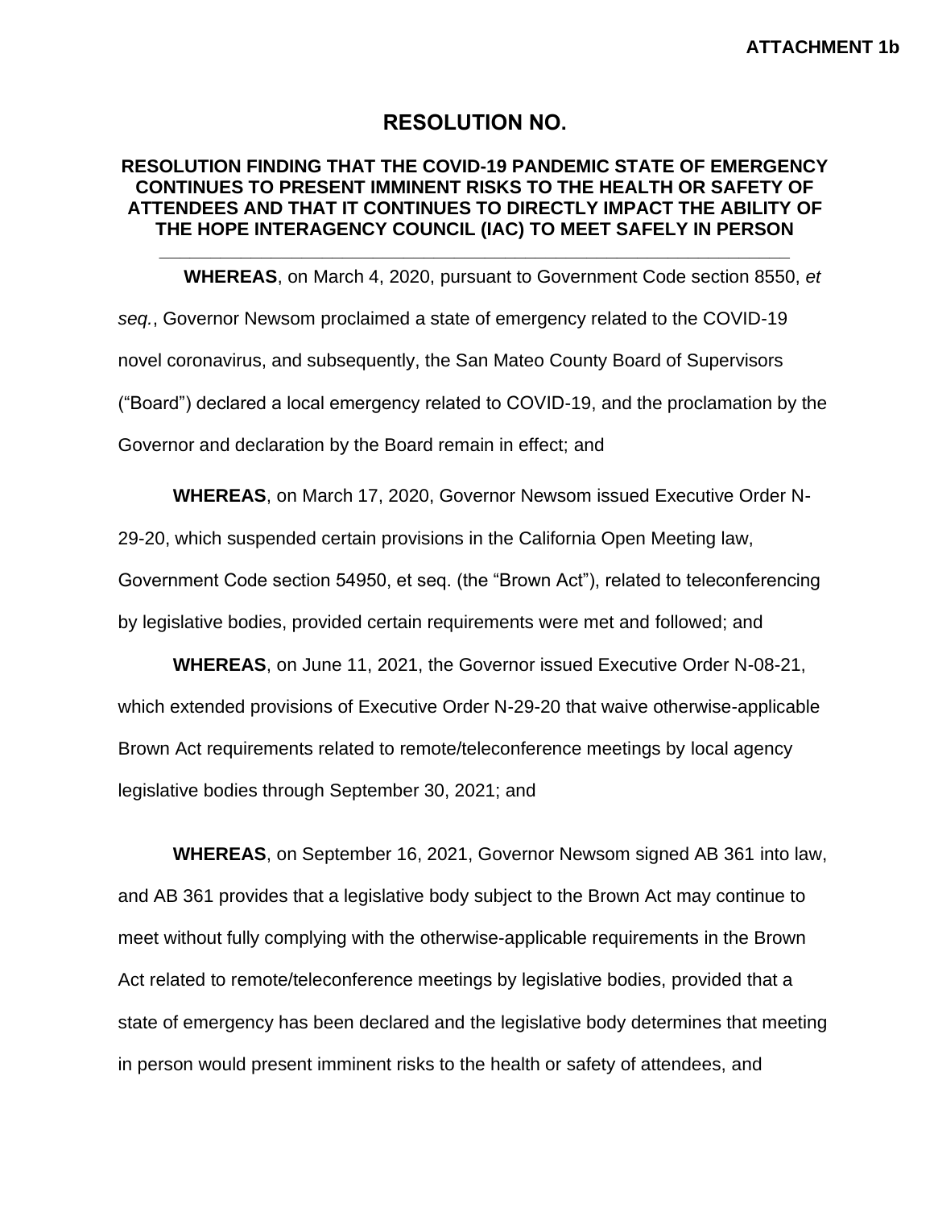**ATTACHMENT 1b**

# RESOLUTION NO.

## RESOLUTION FINDING THAT THE COVID-19 PANDEMIC STATE OF EMERGENCY CONTINUES TO PRESENT IMMINENT RISKS TO THE HEALTH OR SAFETY OF ATTENDEES AND THAT IT CONTINUES TO DIRECTLY IMPACT THE ABILITY OF THE HOPE INTERAGENCY COUNCIL (IAC) TO MEET SAFELY IN PERSON

---

**WHEREAS**, on March 4, 2020, pursuant to Government Code section 8550, *et seq.*, Governor Newsom proclaimed a state of emergency related to the COVID-19 novel coronavirus, and subsequently, the San Mateo County Board of Supervisors ("Board") declared a local emergency related to COVID-19, and the proclamation by the Governor and declaration by the Board remain in effect; and

**WHEREAS**, on March 17, 2020, Governor Newsom issued Executive Order N-29-20, which suspended certain provisions in the California Open Meeting law, Government Code section 54950, et seq. (the "Brown Act"), related to teleconferencing by legislative bodies, provided certain requirements were met and followed; and

**WHEREAS**, on June 11, 2021, the Governor issued Executive Order N-08-21, which extended provisions of Executive Order N-29-20 that waive otherwise-applicable Brown Act requirements related to remote/teleconference meetings by local agency legislative bodies through September 30, 2021; and

**WHEREAS**, on September 16, 2021, Governor Newsom signed AB 361 into law, and AB 361 provides that a legislative body subject to the Brown Act may continue to meet without fully complying with the otherwise-applicable requirements in the Brown Act related to remote/teleconference meetings by legislative bodies, provided that a state of emergency has been declared and the legislative body determines that meeting in person would present imminent risks to the health or safety of attendees, and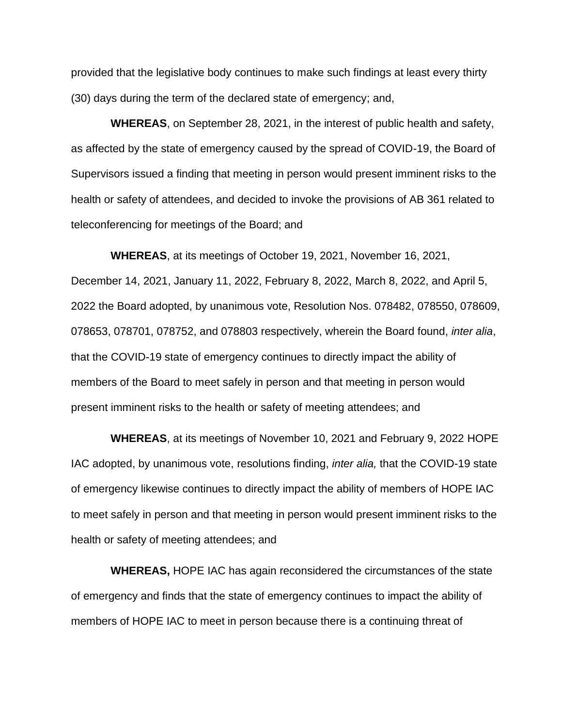provided that the legislative body continues to make such findings at least every thirty (30) days during the term of the declared state of emergency; and,

**WHEREAS**, on September 28, 2021, in the interest of public health and safety, as affected by the state of emergency caused by the spread of COVID-19, the Board of Supervisors issued a finding that meeting in person would present imminent risks to the health or safety of attendees, and decided to invoke the provisions of AB 361 related to teleconferencing for meetings of the Board; and

**WHEREAS**, at its meetings of October 19, 2021, November 16, 2021, December 14, 2021, January 11, 2022, February 8, 2022, March 8, 2022, and April 5, 2022 the Board adopted, by unanimous vote, Resolution Nos. 078482, 078550, 078609, 078653, 078701, 078752, and 078803 respectively, wherein the Board found, *inter alia*, that the COVID-19 state of emergency continues to directly impact the ability of members of the Board to meet safely in person and that meeting in person would present imminent risks to the health or safety of meeting attendees; and

**WHEREAS**, at its meetings of November 10, 2021 and February 9, 2022 HOPE IAC adopted, by unanimous vote, resolutions finding, *inter alia,* that the COVID-19 state of emergency likewise continues to directly impact the ability of members of HOPE IAC to meet safely in person and that meeting in person would present imminent risks to the health or safety of meeting attendees; and

**WHEREAS,** HOPE IAC has again reconsidered the circumstances of the state of emergency and finds that the state of emergency continues to impact the ability of members of HOPE IAC to meet in person because there is a continuing threat of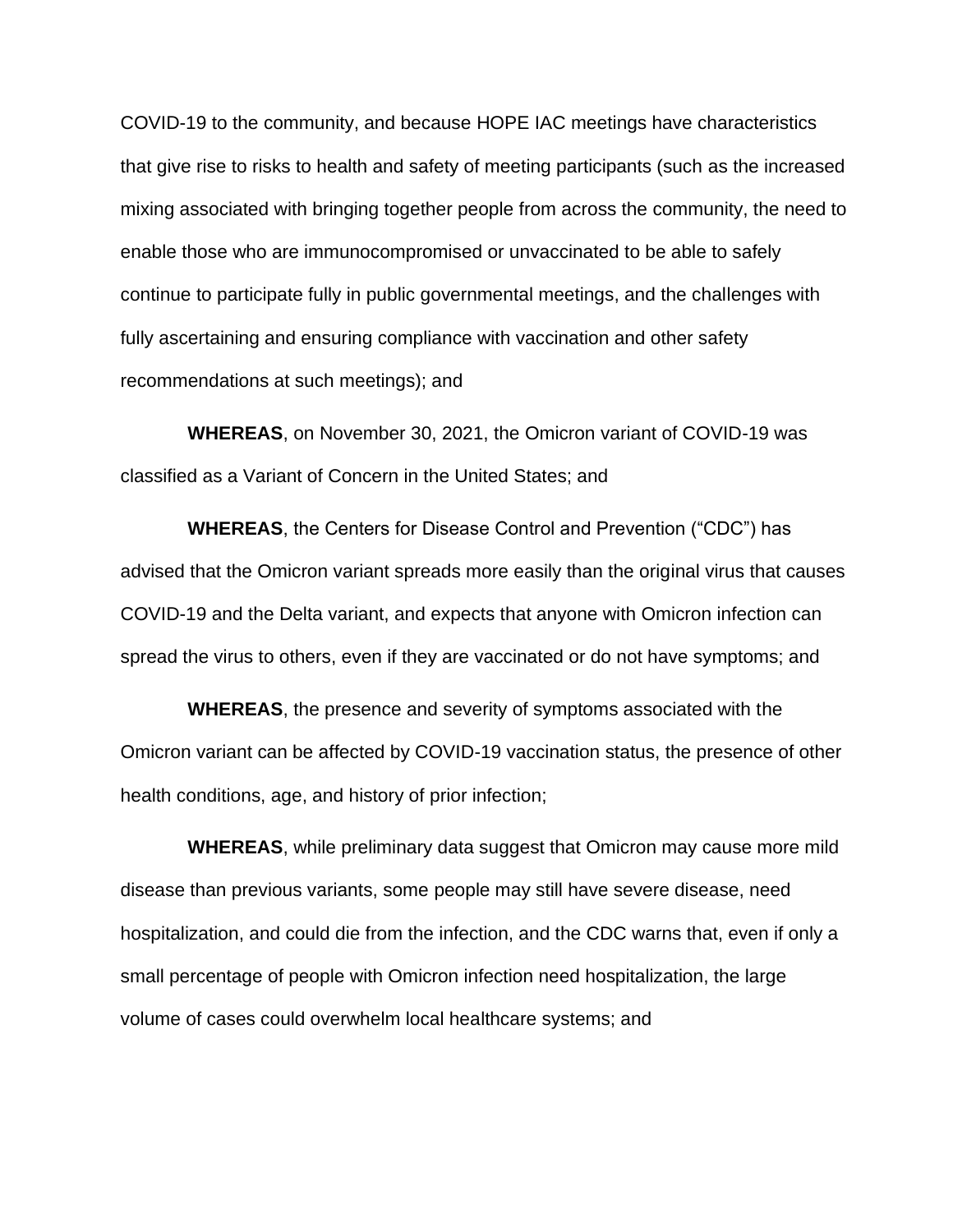COVID-19 to the community, and because HOPE IAC meetings have characteristics that give rise to risks to health and safety of meeting participants (such as the increased mixing associated with bringing together people from across the community, the need to enable those who are immunocompromised or unvaccinated to be able to safely continue to participate fully in public governmental meetings, and the challenges with fully ascertaining and ensuring compliance with vaccination and other safety recommendations at such meetings); and

**WHEREAS**, on November 30, 2021, the Omicron variant of COVID-19 was classified as a Variant of Concern in the United States; and

**WHEREAS**, the Centers for Disease Control and Prevention ("CDC") has advised that the Omicron variant spreads more easily than the original virus that causes COVID-19 and the Delta variant, and expects that anyone with Omicron infection can spread the virus to others, even if they are vaccinated or do not have symptoms; and

**WHEREAS**, the presence and severity of symptoms associated with the Omicron variant can be affected by COVID-19 vaccination status, the presence of other health conditions, age, and history of prior infection;

**WHEREAS**, while preliminary data suggest that Omicron may cause more mild disease than previous variants, some people may still have severe disease, need hospitalization, and could die from the infection, and the CDC warns that, even if only a small percentage of people with Omicron infection need hospitalization, the large volume of cases could overwhelm local healthcare systems; and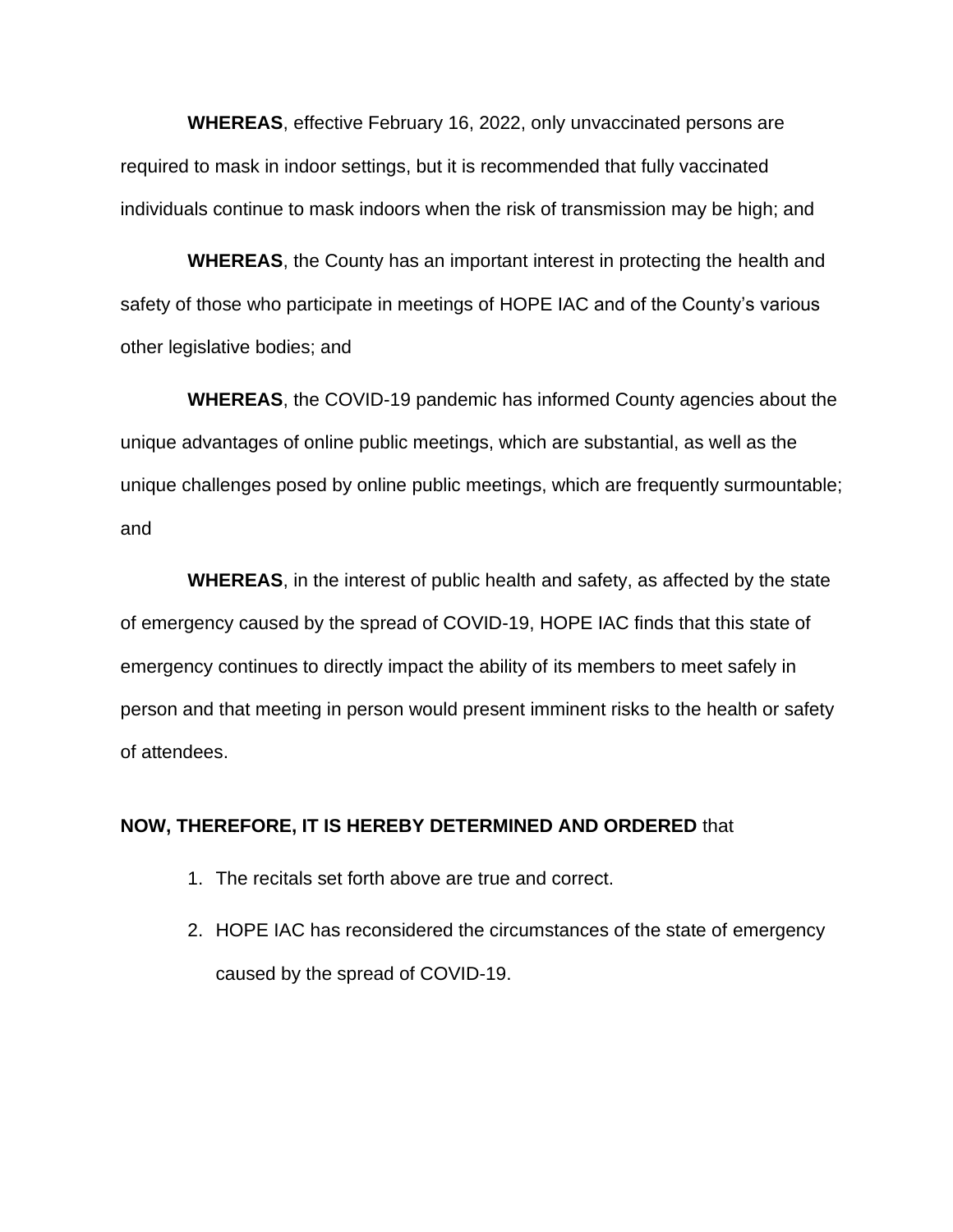**WHEREAS**, effective February 16, 2022, only unvaccinated persons are required to mask in indoor settings, but it is recommended that fully vaccinated individuals continue to mask indoors when the risk of transmission may be high; and

**WHEREAS**, the County has an important interest in protecting the health and safety of those who participate in meetings of HOPE IAC and of the County's various other legislative bodies; and

**WHEREAS**, the COVID-19 pandemic has informed County agencies about the unique advantages of online public meetings, which are substantial, as well as the unique challenges posed by online public meetings, which are frequently surmountable; and

**WHEREAS**, in the interest of public health and safety, as affected by the state of emergency caused by the spread of COVID-19, HOPE IAC finds that this state of emergency continues to directly impact the ability of its members to meet safely in person and that meeting in person would present imminent risks to the health or safety of attendees.

**NOW, THEREFORE, IT IS HEREBY DETERMINED AND ORDERED** that

1. The recitals set forth above are true and correct.
2. HOPE IAC has reconsidered the circumstances of the state of emergency caused by the spread of COVID-19.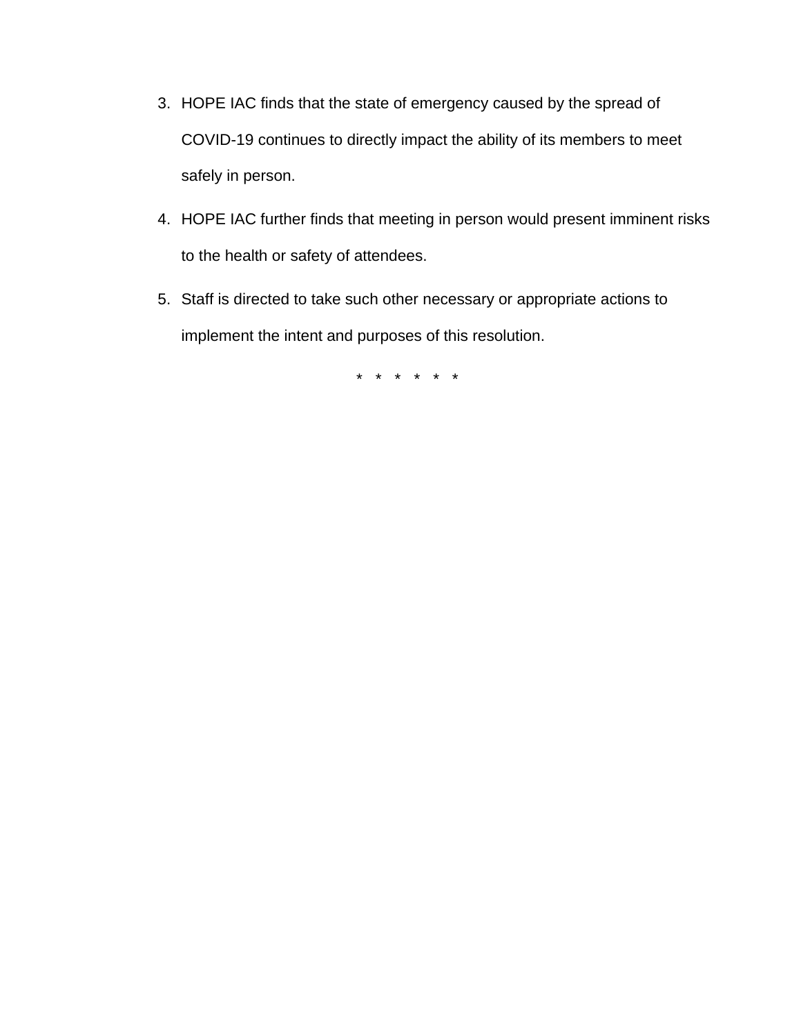3. HOPE IAC finds that the state of emergency caused by the spread of COVID-19 continues to directly impact the ability of its members to meet safely in person.
4. HOPE IAC further finds that meeting in person would present imminent risks to the health or safety of attendees.
5. Staff is directed to take such other necessary or appropriate actions to implement the intent and purposes of this resolution.

\* \* \* \* \* \*